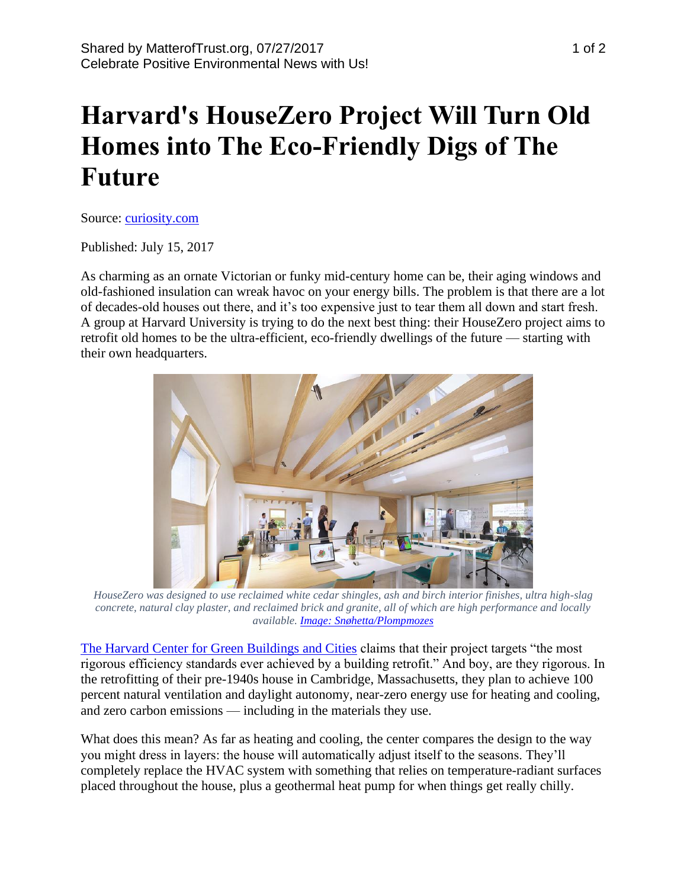# Harvard's HouseZero Project Will Turn Old Homes into The Eco-Friendly Digs of The Future

Source: curiosity.com

Published: July 15, 2017

As charming as an ornate Victorian or funky mid-century home can be, their aging windows and old-fashioned insulation can wreak havoc on your energy bills. The problem is that there are a lot of decades-old houses out there, and it's too expensive just to tear them all down and start fresh. A group at Harvard University is trying to do the next best thing: their HouseZero project aims to retrofit old homes to be the ultra-efficient, eco-friendly dwellings of the future — starting with their own headquarters.

*HouseZero was designed to use reclaimed white cedar shingles, ash and birch interior finishes, ultra high-slag concrete, natural clay plaster, and reclaimed brick and granite, all of which are high performance and locally available. Image: Snøhetta/Plompmozes*

The Harvard Center for Green Buildings and Cities claims that their project targets "the most rigorous efficiency standards ever achieved by a building retrofit." And boy, are they rigorous. In the retrofitting of their pre-1940s house in Cambridge, Massachusetts, they plan to achieve 100 percent natural ventilation and daylight autonomy, near-zero energy use for heating and cooling, and zero carbon emissions — including in the materials they use.

What does this mean? As far as heating and cooling, the center compares the design to the way you might dress in layers: the house will automatically adjust itself to the seasons. They'll completely replace the HVAC system with something that relies on temperature-radiant surfaces placed throughout the house, plus a geothermal heat pump for when things get really chilly.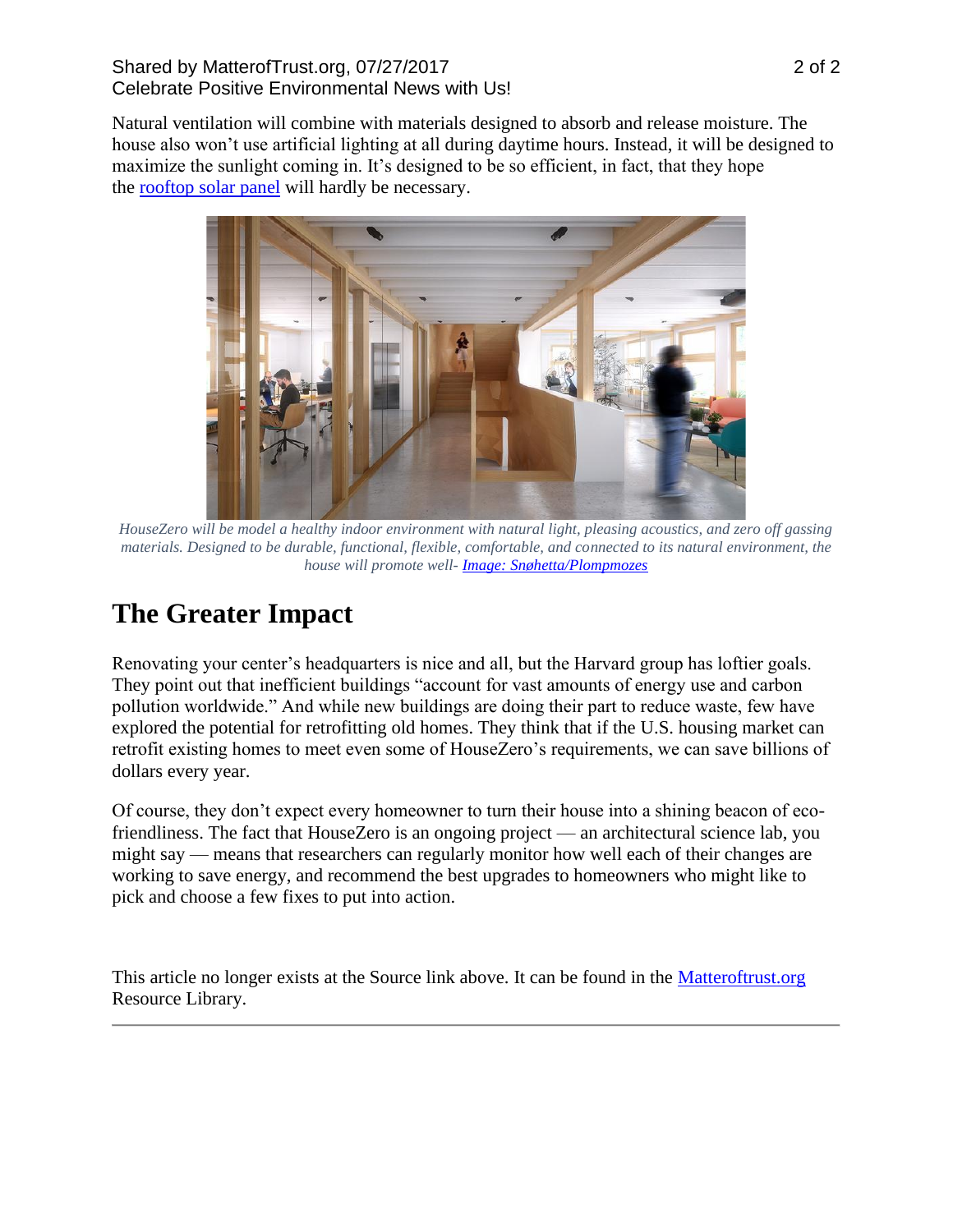Natural ventilation will combine with materials designed to absorb and release moisture. The house also won't use artificial lighting at all during daytime hours. Instead, it will be designed to maximize the sunlight coming in. It's designed to be so efficient, in fact, that they hope the [rooftop solar panel]() will hardly be necessary.

*HouseZero will be model a healthy indoor environment with natural light, pleasing acoustics, and zero off gassing materials. Designed to be durable, functional, flexible, comfortable, and connected to its natural environment, the house will promote well- [Image: Snøhetta/Plompmozes]()*

# The Greater Impact

Renovating your center's headquarters is nice and all, but the Harvard group has loftier goals. They point out that inefficient buildings "account for vast amounts of energy use and carbon pollution worldwide." And while new buildings are doing their part to reduce waste, few have explored the potential for retrofitting old homes. They think that if the U.S. housing market can retrofit existing homes to meet even some of HouseZero's requirements, we can save billions of dollars every year.

Of course, they don't expect every homeowner to turn their house into a shining beacon of eco-friendliness. The fact that HouseZero is an ongoing project — an architectural science lab, you might say — means that researchers can regularly monitor how well each of their changes are working to save energy, and recommend the best upgrades to homeowners who might like to pick and choose a few fixes to put into action.

This article no longer exists at the Source link above. It can be found in the [Matteroftrust.org]() Resource Library.